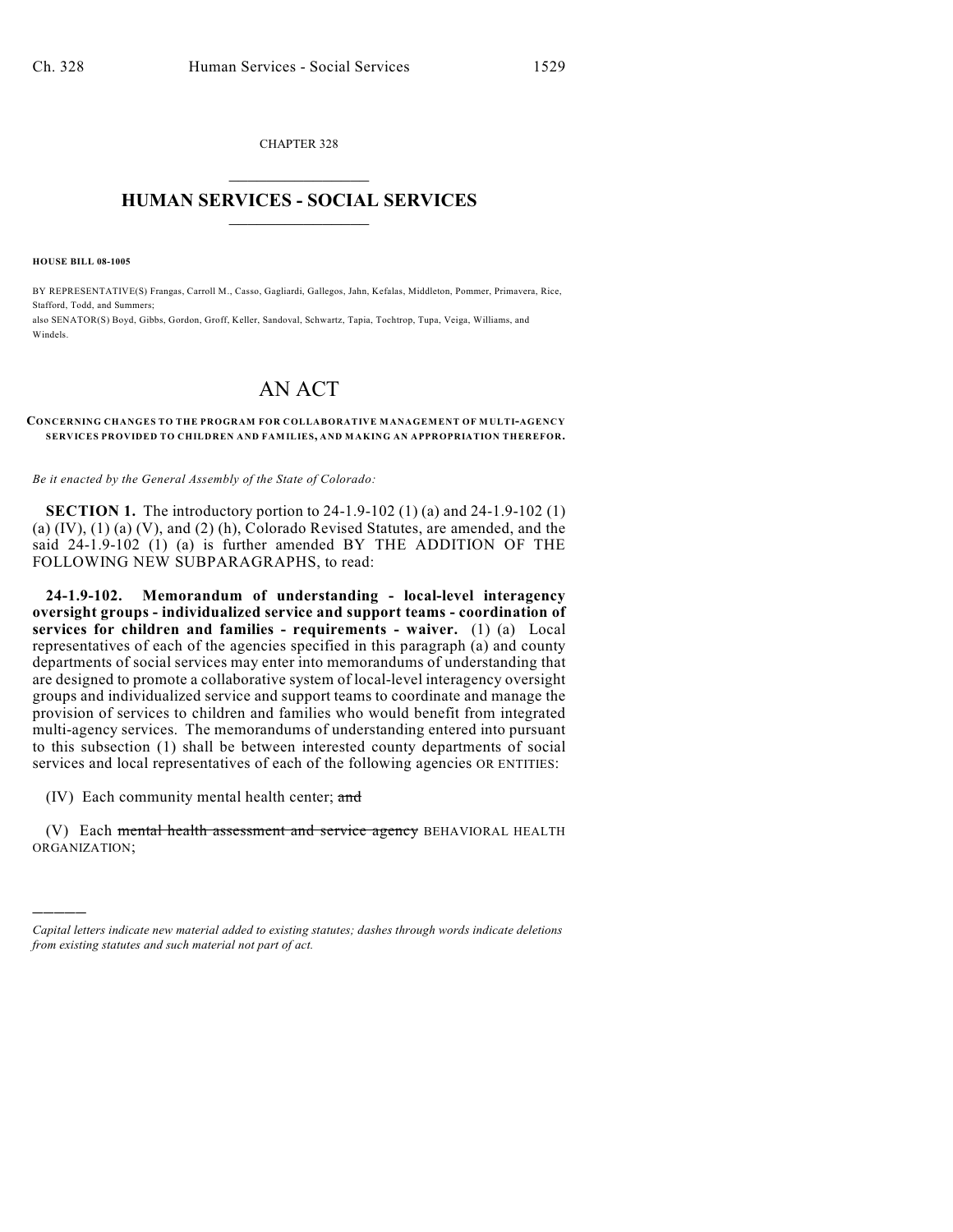CHAPTER 328

# HUMAN SERVICES - SOCIAL SERVICES

**HOUSE BILL 08-1005**

BY REPRESENTATIVE(S) Frangas, Carroll M., Casso, Gagliardi, Gallegos, Jahn, Kefalas, Middleton, Pommer, Primavera, Rice, Stafford, Todd, and Summers;
also SENATOR(S) Boyd, Gibbs, Gordon, Groff, Keller, Sandoval, Schwartz, Tapia, Tochtrop, Tupa, Veiga, Williams, and Windels.

# AN ACT

**CONCERNING CHANGES TO THE PROGRAM FOR COLLABORATIVE MANAGEMENT OF MULTI-AGENCY SERVICES PROVIDED TO CHILDREN AND FAMILIES, AND MAKING AN APPROPRIATION THEREFOR.**

*Be it enacted by the General Assembly of the State of Colorado:*

**SECTION 1.** The introductory portion to 24-1.9-102 (1) (a) and 24-1.9-102 (1) (a) (IV), (1) (a) (V), and (2) (h), Colorado Revised Statutes, are amended, and the said 24-1.9-102 (1) (a) is further amended BY THE ADDITION OF THE FOLLOWING NEW SUBPARAGRAPHS, to read:

**24-1.9-102. Memorandum of understanding - local-level interagency oversight groups - individualized service and support teams - coordination of services for children and families - requirements - waiver.** (1) (a) Local representatives of each of the agencies specified in this paragraph (a) and county departments of social services may enter into memorandums of understanding that are designed to promote a collaborative system of local-level interagency oversight groups and individualized service and support teams to coordinate and manage the provision of services to children and families who would benefit from integrated multi-agency services. The memorandums of understanding entered into pursuant to this subsection (1) shall be between interested county departments of social services and local representatives of each of the following agencies OR ENTITIES:

(IV) Each community mental health center; ~~and~~

(V) Each ~~mental health assessment and service agency~~ BEHAVIORAL HEALTH ORGANIZATION;

*Capital letters indicate new material added to existing statutes; dashes through words indicate deletions from existing statutes and such material not part of act.*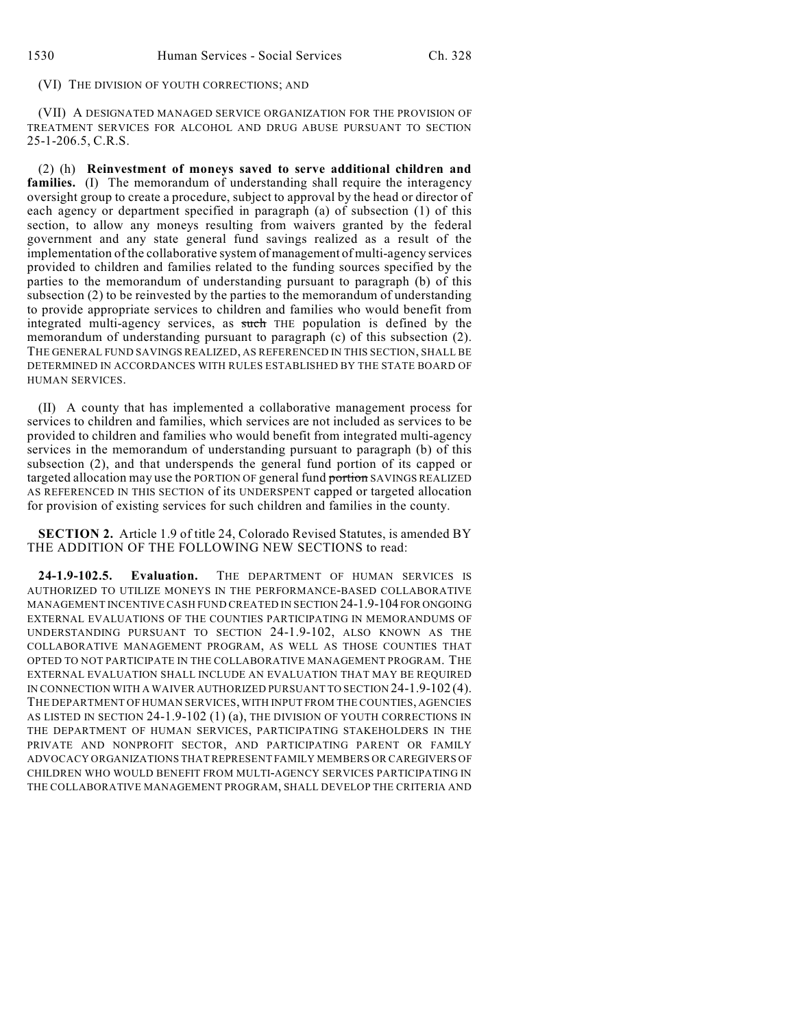(VI) THE DIVISION OF YOUTH CORRECTIONS; AND

(VII) A DESIGNATED MANAGED SERVICE ORGANIZATION FOR THE PROVISION OF TREATMENT SERVICES FOR ALCOHOL AND DRUG ABUSE PURSUANT TO SECTION 25-1-206.5, C.R.S.

(2) (h) **Reinvestment of moneys saved to serve additional children and families.** (I) The memorandum of understanding shall require the interagency oversight group to create a procedure, subject to approval by the head or director of each agency or department specified in paragraph (a) of subsection (1) of this section, to allow any moneys resulting from waivers granted by the federal government and any state general fund savings realized as a result of the implementation of the collaborative system of management of multi-agency services provided to children and families related to the funding sources specified by the parties to the memorandum of understanding pursuant to paragraph (b) of this subsection (2) to be reinvested by the parties to the memorandum of understanding to provide appropriate services to children and families who would benefit from integrated multi-agency services, as ~~such~~ THE population is defined by the memorandum of understanding pursuant to paragraph (c) of this subsection (2). THE GENERAL FUND SAVINGS REALIZED, AS REFERENCED IN THIS SECTION, SHALL BE DETERMINED IN ACCORDANCES WITH RULES ESTABLISHED BY THE STATE BOARD OF HUMAN SERVICES.

(II) A county that has implemented a collaborative management process for services to children and families, which services are not included as services to be provided to children and families who would benefit from integrated multi-agency services in the memorandum of understanding pursuant to paragraph (b) of this subsection (2), and that underspends the general fund portion of its capped or targeted allocation may use the PORTION OF general fund ~~portion~~ SAVINGS REALIZED AS REFERENCED IN THIS SECTION of its UNDERSPENT capped or targeted allocation for provision of existing services for such children and families in the county.

**SECTION 2.** Article 1.9 of title 24, Colorado Revised Statutes, is amended BY THE ADDITION OF THE FOLLOWING NEW SECTIONS to read:

**24-1.9-102.5. Evaluation.** THE DEPARTMENT OF HUMAN SERVICES IS AUTHORIZED TO UTILIZE MONEYS IN THE PERFORMANCE-BASED COLLABORATIVE MANAGEMENT INCENTIVE CASH FUND CREATED IN SECTION 24-1.9-104 FOR ONGOING EXTERNAL EVALUATIONS OF THE COUNTIES PARTICIPATING IN MEMORANDUMS OF UNDERSTANDING PURSUANT TO SECTION 24-1.9-102, ALSO KNOWN AS THE COLLABORATIVE MANAGEMENT PROGRAM, AS WELL AS THOSE COUNTIES THAT OPTED TO NOT PARTICIPATE IN THE COLLABORATIVE MANAGEMENT PROGRAM. THE EXTERNAL EVALUATION SHALL INCLUDE AN EVALUATION THAT MAY BE REQUIRED IN CONNECTION WITH A WAIVER AUTHORIZED PURSUANT TO SECTION 24-1.9-102 (4). THE DEPARTMENT OF HUMAN SERVICES, WITH INPUT FROM THE COUNTIES, AGENCIES AS LISTED IN SECTION 24-1.9-102 (1) (a), THE DIVISION OF YOUTH CORRECTIONS IN THE DEPARTMENT OF HUMAN SERVICES, PARTICIPATING STAKEHOLDERS IN THE PRIVATE AND NONPROFIT SECTOR, AND PARTICIPATING PARENT OR FAMILY ADVOCACY ORGANIZATIONS THAT REPRESENT FAMILY MEMBERS OR CAREGIVERS OF CHILDREN WHO WOULD BENEFIT FROM MULTI-AGENCY SERVICES PARTICIPATING IN THE COLLABORATIVE MANAGEMENT PROGRAM, SHALL DEVELOP THE CRITERIA AND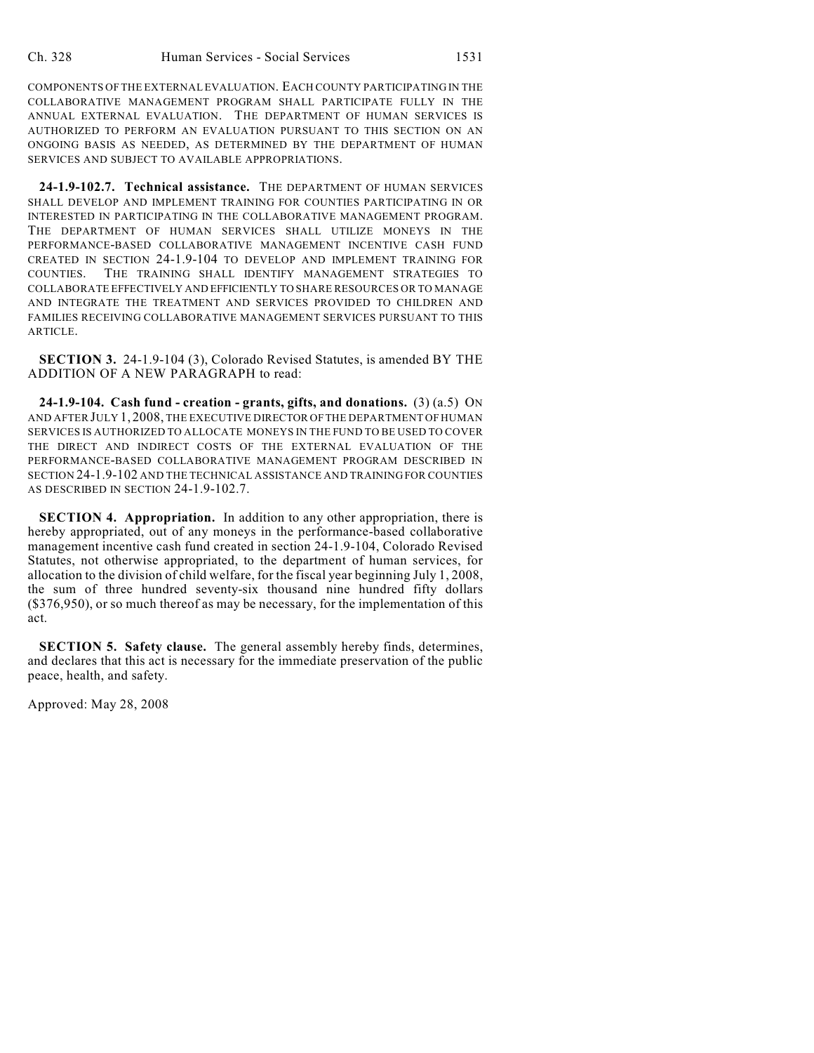COMPONENTS OF THE EXTERNAL EVALUATION. EACH COUNTY PARTICIPATING IN THE COLLABORATIVE MANAGEMENT PROGRAM SHALL PARTICIPATE FULLY IN THE ANNUAL EXTERNAL EVALUATION. THE DEPARTMENT OF HUMAN SERVICES IS AUTHORIZED TO PERFORM AN EVALUATION PURSUANT TO THIS SECTION ON AN ONGOING BASIS AS NEEDED, AS DETERMINED BY THE DEPARTMENT OF HUMAN SERVICES AND SUBJECT TO AVAILABLE APPROPRIATIONS.

**24-1.9-102.7. Technical assistance.** THE DEPARTMENT OF HUMAN SERVICES SHALL DEVELOP AND IMPLEMENT TRAINING FOR COUNTIES PARTICIPATING IN OR INTERESTED IN PARTICIPATING IN THE COLLABORATIVE MANAGEMENT PROGRAM. THE DEPARTMENT OF HUMAN SERVICES SHALL UTILIZE MONEYS IN THE PERFORMANCE-BASED COLLABORATIVE MANAGEMENT INCENTIVE CASH FUND CREATED IN SECTION 24-1.9-104 TO DEVELOP AND IMPLEMENT TRAINING FOR COUNTIES. THE TRAINING SHALL IDENTIFY MANAGEMENT STRATEGIES TO COLLABORATE EFFECTIVELY AND EFFICIENTLY TO SHARE RESOURCES OR TO MANAGE AND INTEGRATE THE TREATMENT AND SERVICES PROVIDED TO CHILDREN AND FAMILIES RECEIVING COLLABORATIVE MANAGEMENT SERVICES PURSUANT TO THIS ARTICLE.

**SECTION 3.** 24-1.9-104 (3), Colorado Revised Statutes, is amended BY THE ADDITION OF A NEW PARAGRAPH to read:

**24-1.9-104. Cash fund - creation - grants, gifts, and donations.** (3) (a.5) ON AND AFTER JULY 1, 2008, THE EXECUTIVE DIRECTOR OF THE DEPARTMENT OF HUMAN SERVICES IS AUTHORIZED TO ALLOCATE MONEYS IN THE FUND TO BE USED TO COVER THE DIRECT AND INDIRECT COSTS OF THE EXTERNAL EVALUATION OF THE PERFORMANCE-BASED COLLABORATIVE MANAGEMENT PROGRAM DESCRIBED IN SECTION 24-1.9-102 AND THE TECHNICAL ASSISTANCE AND TRAINING FOR COUNTIES AS DESCRIBED IN SECTION 24-1.9-102.7.

**SECTION 4. Appropriation.** In addition to any other appropriation, there is hereby appropriated, out of any moneys in the performance-based collaborative management incentive cash fund created in section 24-1.9-104, Colorado Revised Statutes, not otherwise appropriated, to the department of human services, for allocation to the division of child welfare, for the fiscal year beginning July 1, 2008, the sum of three hundred seventy-six thousand nine hundred fifty dollars ($376,950), or so much thereof as may be necessary, for the implementation of this act.

**SECTION 5. Safety clause.** The general assembly hereby finds, determines, and declares that this act is necessary for the immediate preservation of the public peace, health, and safety.

Approved: May 28, 2008